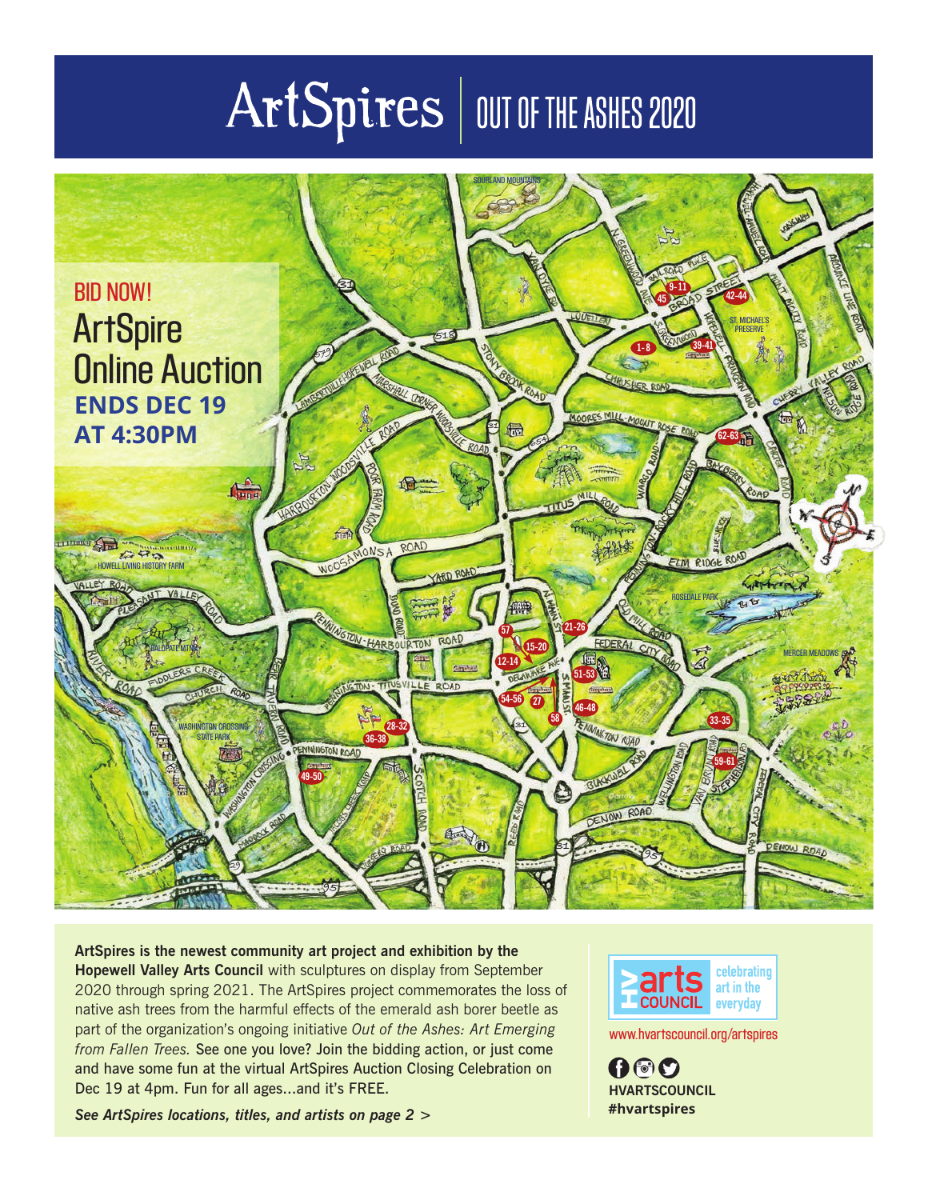# ArtSpires | OUT OF THE ASHES 2020

BID NOW!

## ArtSpire Online Auction

**ENDS DEC 19 AT 4:30PM**

**ArtSpires is the newest community art project and exhibition by the Hopewell Valley Arts Council** with sculptures on display from September 2020 through spring 2021. The ArtSpires project commemorates the loss of native ash trees from the harmful effects of the emerald ash borer beetle as part of the organization's ongoing initiative *Out of the Ashes: Art Emerging from Fallen Trees.* See one you love? Join the bidding action, or just come and have some fun at the virtual ArtSpires Auction Closing Celebration on Dec 19 at 4pm. Fun for all ages...and it's FREE.

***See ArtSpires locations, titles, and artists on page 2 >***

HV arts COUNCIL — celebrating art in the everyday

www.hvartscouncil.org/artspires

**HVARTSCOUNCIL**
**#hvartspires**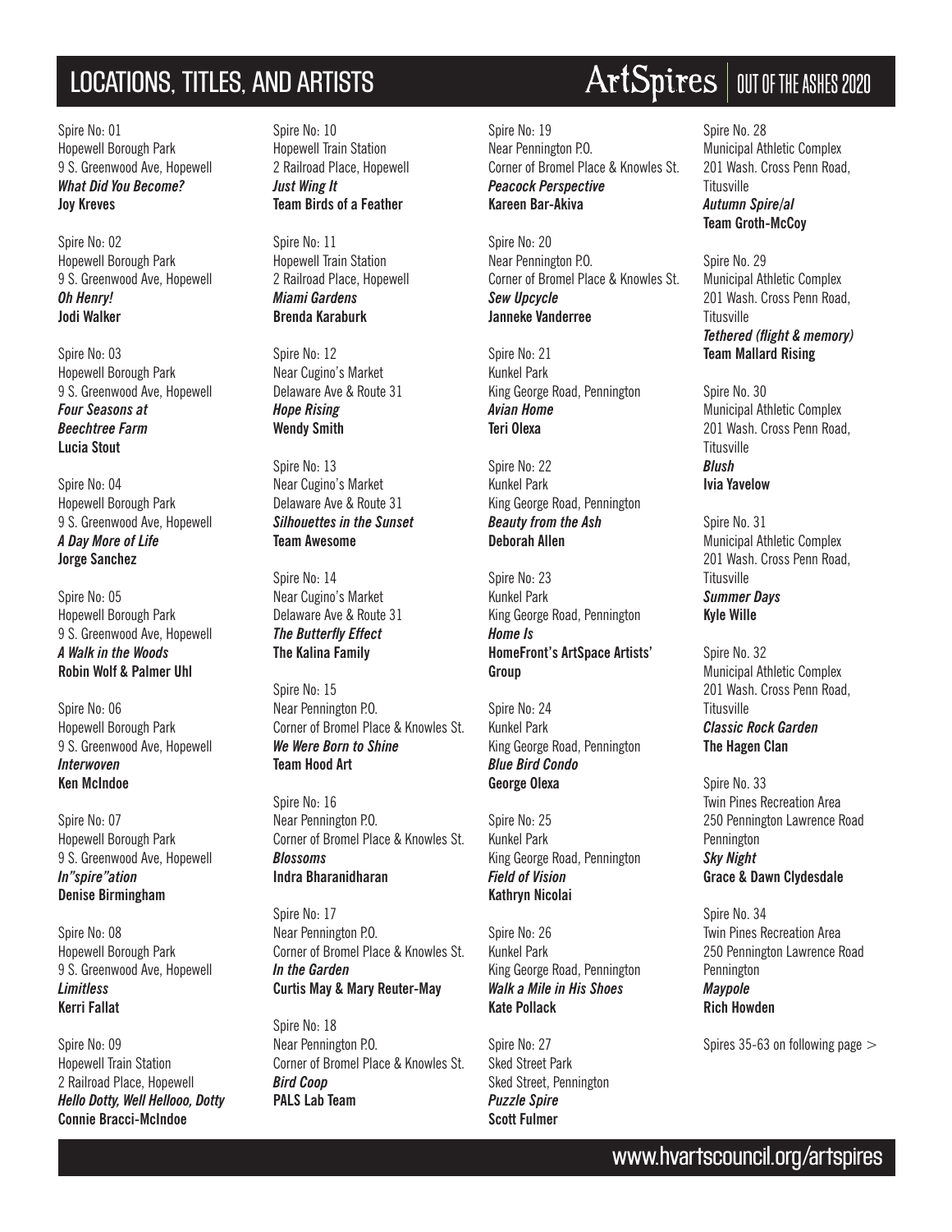# LOCATIONS, TITLES, AND ARTISTS

ArtSpires | OUT OF THE ASHES 2020

Spire No: 01
Hopewell Borough Park
9 S. Greenwood Ave, Hopewell
***What Did You Become?***
**Joy Kreves**

Spire No: 02
Hopewell Borough Park
9 S. Greenwood Ave, Hopewell
***Oh Henry!***
**Jodi Walker**

Spire No: 03
Hopewell Borough Park
9 S. Greenwood Ave, Hopewell
***Four Seasons at Beechtree Farm***
**Lucia Stout**

Spire No: 04
Hopewell Borough Park
9 S. Greenwood Ave, Hopewell
***A Day More of Life***
**Jorge Sanchez**

Spire No: 05
Hopewell Borough Park
9 S. Greenwood Ave, Hopewell
***A Walk in the Woods***
**Robin Wolf & Palmer Uhl**

Spire No: 06
Hopewell Borough Park
9 S. Greenwood Ave, Hopewell
***Interwoven***
**Ken McIndoe**

Spire No: 07
Hopewell Borough Park
9 S. Greenwood Ave, Hopewell
***In"spire"ation***
**Denise Birmingham**

Spire No: 08
Hopewell Borough Park
9 S. Greenwood Ave, Hopewell
***Limitless***
**Kerri Fallat**

Spire No: 09
Hopewell Train Station
2 Railroad Place, Hopewell
***Hello Dotty, Well Hellooo, Dotty***
**Connie Bracci-McIndoe**

Spire No: 10
Hopewell Train Station
2 Railroad Place, Hopewell
***Just Wing It***
**Team Birds of a Feather**

Spire No: 11
Hopewell Train Station
2 Railroad Place, Hopewell
***Miami Gardens***
**Brenda Karaburk**

Spire No: 12
Near Cugino's Market
Delaware Ave & Route 31
***Hope Rising***
**Wendy Smith**

Spire No: 13
Near Cugino's Market
Delaware Ave & Route 31
***Silhouettes in the Sunset***
**Team Awesome**

Spire No: 14
Near Cugino's Market
Delaware Ave & Route 31
***The Butterfly Effect***
**The Kalina Family**

Spire No: 15
Near Pennington P.O.
Corner of Bromel Place & Knowles St.
***We Were Born to Shine***
**Team Hood Art**

Spire No: 16
Near Pennington P.O.
Corner of Bromel Place & Knowles St.
***Blossoms***
**Indra Bharanidharan**

Spire No: 17
Near Pennington P.O.
Corner of Bromel Place & Knowles St.
***In the Garden***
**Curtis May & Mary Reuter-May**

Spire No: 18
Near Pennington P.O.
Corner of Bromel Place & Knowles St.
***Bird Coop***
**PALS Lab Team**

Spire No: 19
Near Pennington P.O.
Corner of Bromel Place & Knowles St.
***Peacock Perspective***
**Kareen Bar-Akiva**

Spire No: 20
Near Pennington P.O.
Corner of Bromel Place & Knowles St.
***Sew Upcycle***
**Janneke Vanderree**

Spire No: 21
Kunkel Park
King George Road, Pennington
***Avian Home***
**Teri Olexa**

Spire No: 22
Kunkel Park
King George Road, Pennington
***Beauty from the Ash***
**Deborah Allen**

Spire No: 23
Kunkel Park
King George Road, Pennington
***Home Is***
**HomeFront's ArtSpace Artists' Group**

Spire No: 24
Kunkel Park
King George Road, Pennington
***Blue Bird Condo***
**George Olexa**

Spire No: 25
Kunkel Park
King George Road, Pennington
***Field of Vision***
**Kathryn Nicolai**

Spire No: 26
Kunkel Park
King George Road, Pennington
***Walk a Mile in His Shoes***
**Kate Pollack**

Spire No: 27
Sked Street Park
Sked Street, Pennington
***Puzzle Spire***
**Scott Fulmer**

Spire No. 28
Municipal Athletic Complex
201 Wash. Cross Penn Road, Titusville
***Autumn Spire/al***
**Team Groth-McCoy**

Spire No. 29
Municipal Athletic Complex
201 Wash. Cross Penn Road, Titusville
***Tethered (flight & memory)***
**Team Mallard Rising**

Spire No. 30
Municipal Athletic Complex
201 Wash. Cross Penn Road, Titusville
***Blush***
**Ivia Yavelow**

Spire No. 31
Municipal Athletic Complex
201 Wash. Cross Penn Road, Titusville
***Summer Days***
**Kyle Wille**

Spire No. 32
Municipal Athletic Complex
201 Wash. Cross Penn Road, Titusville
***Classic Rock Garden***
**The Hagen Clan**

Spire No. 33
Twin Pines Recreation Area
250 Pennington Lawrence Road
Pennington
***Sky Night***
**Grace & Dawn Clydesdale**

Spire No. 34
Twin Pines Recreation Area
250 Pennington Lawrence Road
Pennington
***Maypole***
**Rich Howden**

Spires 35-63 on following page >

www.hvartscouncil.org/artspires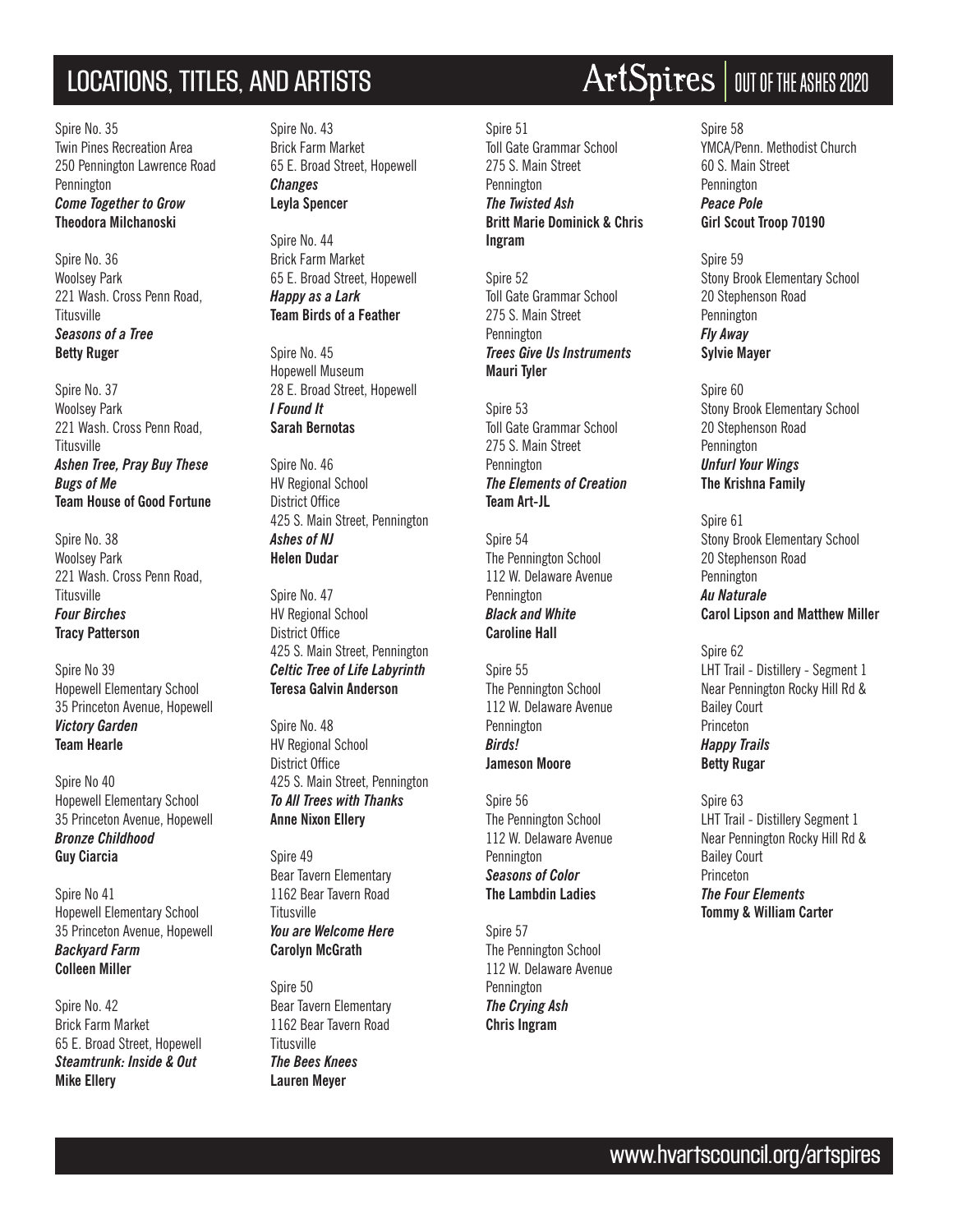# LOCATIONS, TITLES, AND ARTISTS

## ArtSpires | OUT OF THE ASHES 2020

Spire No. 35
Twin Pines Recreation Area
250 Pennington Lawrence Road
Pennington
***Come Together to Grow***
**Theodora Milchanoski**

Spire No. 36
Woolsey Park
221 Wash. Cross Penn Road,
Titusville
***Seasons of a Tree***
**Betty Ruger**

Spire No. 37
Woolsey Park
221 Wash. Cross Penn Road,
Titusville
***Ashen Tree, Pray Buy These Bugs of Me***
**Team House of Good Fortune**

Spire No. 38
Woolsey Park
221 Wash. Cross Penn Road,
Titusville
***Four Birches***
**Tracy Patterson**

Spire No 39
Hopewell Elementary School
35 Princeton Avenue, Hopewell
***Victory Garden***
**Team Hearle**

Spire No 40
Hopewell Elementary School
35 Princeton Avenue, Hopewell
***Bronze Childhood***
**Guy Ciarcia**

Spire No 41
Hopewell Elementary School
35 Princeton Avenue, Hopewell
***Backyard Farm***
**Colleen Miller**

Spire No. 42
Brick Farm Market
65 E. Broad Street, Hopewell
***Steamtrunk: Inside & Out***
**Mike Ellery**

Spire No. 43
Brick Farm Market
65 E. Broad Street, Hopewell
***Changes***
**Leyla Spencer**

Spire No. 44
Brick Farm Market
65 E. Broad Street, Hopewell
***Happy as a Lark***
**Team Birds of a Feather**

Spire No. 45
Hopewell Museum
28 E. Broad Street, Hopewell
***I Found It***
**Sarah Bernotas**

Spire No. 46
HV Regional School
District Office
425 S. Main Street, Pennington
***Ashes of NJ***
**Helen Dudar**

Spire No. 47
HV Regional School
District Office
425 S. Main Street, Pennington
***Celtic Tree of Life Labyrinth***
**Teresa Galvin Anderson**

Spire No. 48
HV Regional School
District Office
425 S. Main Street, Pennington
***To All Trees with Thanks***
**Anne Nixon Ellery**

Spire 49
Bear Tavern Elementary
1162 Bear Tavern Road
Titusville
***You are Welcome Here***
**Carolyn McGrath**

Spire 50
Bear Tavern Elementary
1162 Bear Tavern Road
Titusville
***The Bees Knees***
**Lauren Meyer**

Spire 51
Toll Gate Grammar School
275 S. Main Street
Pennington
***The Twisted Ash***
**Britt Marie Dominick & Chris Ingram**

Spire 52
Toll Gate Grammar School
275 S. Main Street
Pennington
***Trees Give Us Instruments***
**Mauri Tyler**

Spire 53
Toll Gate Grammar School
275 S. Main Street
Pennington
***The Elements of Creation***
**Team Art-JL**

Spire 54
The Pennington School
112 W. Delaware Avenue
Pennington
***Black and White***
**Caroline Hall**

Spire 55
The Pennington School
112 W. Delaware Avenue
Pennington
***Birds!***
**Jameson Moore**

Spire 56
The Pennington School
112 W. Delaware Avenue
Pennington
***Seasons of Color***
**The Lambdin Ladies**

Spire 57
The Pennington School
112 W. Delaware Avenue
Pennington
***The Crying Ash***
**Chris Ingram**

Spire 58
YMCA/Penn. Methodist Church
60 S. Main Street
Pennington
***Peace Pole***
**Girl Scout Troop 70190**

Spire 59
Stony Brook Elementary School
20 Stephenson Road
Pennington
***Fly Away***
**Sylvie Mayer**

Spire 60
Stony Brook Elementary School
20 Stephenson Road
Pennington
***Unfurl Your Wings***
**The Krishna Family**

Spire 61
Stony Brook Elementary School
20 Stephenson Road
Pennington
***Au Naturale***
**Carol Lipson and Matthew Miller**

Spire 62
LHT Trail - Distillery - Segment 1
Near Pennington Rocky Hill Rd &
Bailey Court
Princeton
***Happy Trails***
**Betty Rugar**

Spire 63
LHT Trail - Distillery Segment 1
Near Pennington Rocky Hill Rd &
Bailey Court
Princeton
***The Four Elements***
**Tommy & William Carter**

www.hvartscouncil.org/artspires